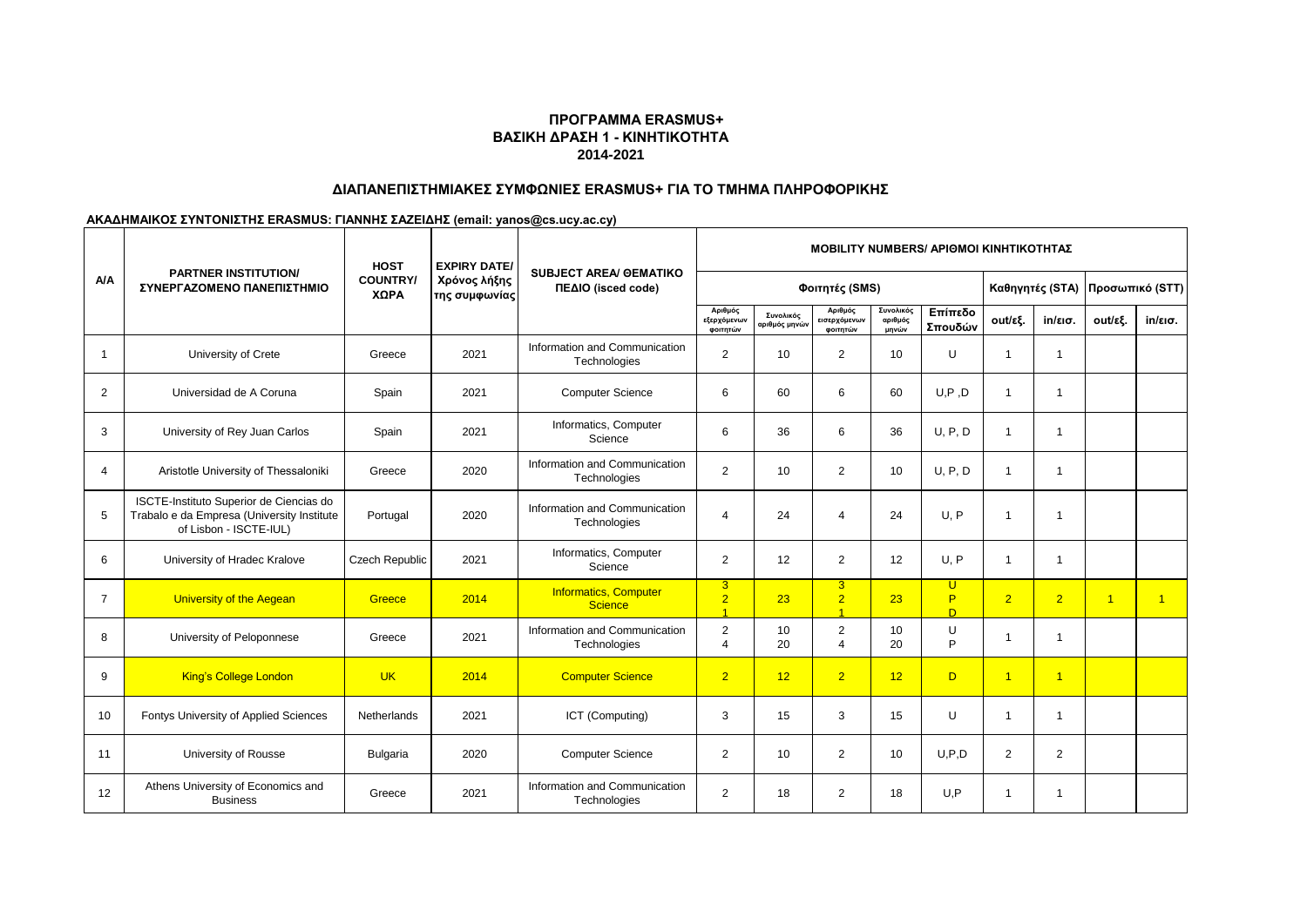# ΠΡΟΓΡΑΜΜΑ ERASMUS+
## ΒΑΣΙΚΗ ΔΡΑΣΗ 1 - ΚΙΝΗΤΙΚΟΤΗΤΑ
## 2014-2021

### ΔΙΑΠΑΝΕΠΙΣΤΗΜΙΑΚΕΣ ΣΥΜΦΩΝΙΕΣ ERASMUS+ ΓΙΑ ΤΟ ΤΜΗΜΑ ΠΛΗΡΟΦΟΡΙΚΗΣ

**ΑΚΑΔΗΜΑΙΚΟΣ ΣΥΝΤΟΝΙΣΤΗΣ ERASMUS: ΓΙΑΝΝΗΣ ΣΑΖΕΙΔΗΣ (email: yanos@cs.ucy.ac.cy)**

| A/A | PARTNER INSTITUTION/ ΣΥΝΕΡΓΑΖΟΜΕΝΟ ΠΑΝΕΠΙΣΤΗΜΙΟ | HOST COUNTRY/ ΧΩΡΑ | EXPIRY DATE/ Χρόνος λήξης της συμφωνίας | SUBJECT AREA/ ΘΕΜΑΤΙΚΟ ΠΕΔΙΟ (isced code) | MOBILITY NUMBERS/ ΑΡΙΘΜΟΙ ΚΙΝΗΤΙΚΟΤΗΤΑΣ | | | | | | | | |
|---|---|---|---|---|---|---|---|---|---|---|---|---|---|
| | | | | | Φοιτητές (SMS) | | | | | Καθηγητές (STA) | | Προσωπικό (STT) | |
| | | | | | Αριθμός εξερχόμενων φοιτητών | Συνολικός αριθμός μηνών | Αριθμός εισερχόμενων φοιτητών | Συνολικός αριθμός μηνών | Επίπεδο Σπουδών | out/εξ. | in/εισ. | out/εξ. | in/εισ. |
| 1 | University of Crete | Greece | 2021 | Information and Communication Technologies | 2 | 10 | 2 | 10 | U | 1 | 1 | | |
| 2 | Universidad de A Coruna | Spain | 2021 | Computer Science | 6 | 60 | 6 | 60 | U,P ,D | 1 | 1 | | |
| 3 | University of Rey Juan Carlos | Spain | 2021 | Informatics, Computer Science | 6 | 36 | 6 | 36 | U, P, D | 1 | 1 | | |
| 4 | Aristotle University of Thessaloniki | Greece | 2020 | Information and Communication Technologies | 2 | 10 | 2 | 10 | U, P, D | 1 | 1 | | |
| 5 | ISCTE-Instituto Superior de Ciencias do Trabalo e da Empresa (University Institute of Lisbon - ISCTE-IUL) | Portugal | 2020 | Information and Communication Technologies | 4 | 24 | 4 | 24 | U, P | 1 | 1 | | |
| 6 | University of Hradec Kralove | Czech Republic | 2021 | Informatics, Computer Science | 2 | 12 | 2 | 12 | U, P | 1 | 1 | | |
| 7 | University of the Aegean | Greece | 2014 | Informatics, Computer Science | 3<br>2<br>1 | 23 | 3<br>2<br>1 | 23 | U<br>P<br>D | 2 | 2 | 1 | 1 |
| 8 | University of Peloponnese | Greece | 2021 | Information and Communication Technologies | 2<br>4 | 10<br>20 | 2<br>4 | 10<br>20 | U<br>P | 1 | 1 | | |
| 9 | King's College London | UK | 2014 | Computer Science | 2 | 12 | 2 | 12 | D | 1 | 1 | | |
| 10 | Fontys University of Applied Sciences | Netherlands | 2021 | ICT (Computing) | 3 | 15 | 3 | 15 | U | 1 | 1 | | |
| 11 | University of Rousse | Bulgaria | 2020 | Computer Science | 2 | 10 | 2 | 10 | U,P,D | 2 | 2 | | |
| 12 | Athens University of Economics and Business | Greece | 2021 | Information and Communication Technologies | 2 | 18 | 2 | 18 | U,P | 1 | 1 | | |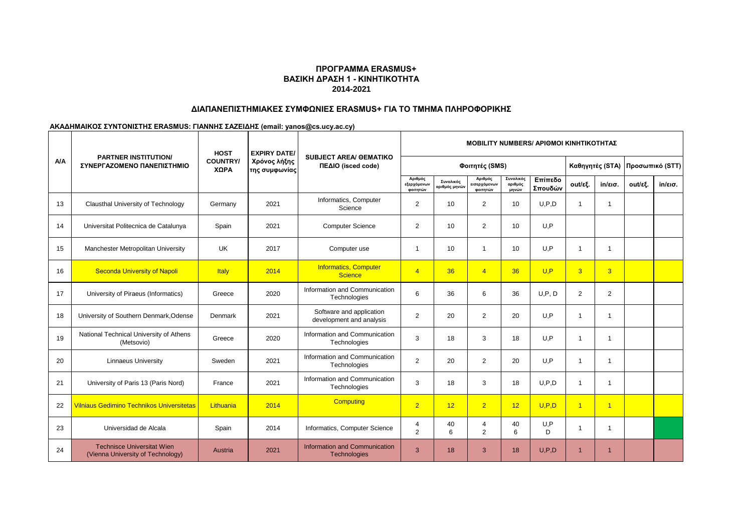## ΠΡΟΓΡΑΜΜΑ ERASMUS+
## ΒΑΣΙΚΗ ΔΡΑΣΗ 1 - ΚΙΝΗΤΙΚΟΤΗΤΑ
## 2014-2021

### ΔΙΑΠΑΝΕΠΙΣΤΗΜΙΑΚΕΣ ΣΥΜΦΩΝΙΕΣ ERASMUS+ ΓΙΑ ΤΟ ΤΜΗΜΑ ΠΛΗΡΟΦΟΡΙΚΗΣ

**ΑΚΑΔΗΜΑΙΚΟΣ ΣΥΝΤΟΝΙΣΤΗΣ ERASMUS: ΓΙΑΝΝΗΣ ΣΑΖΕΙΔΗΣ (email: yanos@cs.ucy.ac.cy)**

| A/A | PARTNER INSTITUTION/ ΣΥΝΕΡΓΑΖΟΜΕΝΟ ΠΑΝΕΠΙΣΤΗΜΙΟ | HOST COUNTRY/ ΧΩΡΑ | EXPIRY DATE/ Χρόνος λήξης της συμφωνίας | SUBJECT AREA/ ΘΕΜΑΤΙΚΟ ΠΕΔΙΟ (isced code) | MOBILITY NUMBERS/ ΑΡΙΘΜΟΙ ΚΙΝΗΤΙΚΟΤΗΤΑΣ | | | | | | | | |
|---|---|---|---|---|---|---|---|---|---|---|---|---|---|
| | | | | | Φοιτητές (SMS) | | | | | Καθηγητές (STA) | | Προσωπικό (STT) | |
| | | | | | Αριθμός εξερχόμενων φοιτητών | Συνολικός αριθμός μηνών | Αριθμός εισερχόμενων φοιτητών | Συνολικός αριθμός μηνών | Επίπεδο Σπουδών | out/εξ. | in/εισ. | out/εξ. | in/εισ. |
| 13 | Clausthal University of Technology | Germany | 2021 | Informatics, Computer Science | 2 | 10 | 2 | 10 | U,P,D | 1 | 1 | | |
| 14 | Universitat Politecnica de Catalunya | Spain | 2021 | Computer Science | 2 | 10 | 2 | 10 | U,P | | | | |
| 15 | Manchester Metropolitan University | UK | 2017 | Computer use | 1 | 10 | 1 | 10 | U,P | 1 | 1 | | |
| 16 | Seconda University of Napoli | Italy | 2014 | Informatics, Computer Science | 4 | 36 | 4 | 36 | U,P | 3 | 3 | | |
| 17 | University of Piraeus (Informatics) | Greece | 2020 | Information and Communication Technologies | 6 | 36 | 6 | 36 | U,P, D | 2 | 2 | | |
| 18 | University of Southern Denmark,Odense | Denmark | 2021 | Software and application development and analysis | 2 | 20 | 2 | 20 | U,P | 1 | 1 | | |
| 19 | National Technical University of Athens (Metsovio) | Greece | 2020 | Information and Communication Technologies | 3 | 18 | 3 | 18 | U,P | 1 | 1 | | |
| 20 | Linnaeus University | Sweden | 2021 | Information and Communication Technologies | 2 | 20 | 2 | 20 | U,P | 1 | 1 | | |
| 21 | University of Paris 13 (Paris Nord) | France | 2021 | Information and Communication Technologies | 3 | 18 | 3 | 18 | U,P,D | 1 | 1 | | |
| 22 | Vilniaus Gedimino Technikos Universitetas | Lithuania | 2014 | Computing | 2 | 12 | 2 | 12 | U,P,D | 1 | 1 | | |
| 23 | Universidad de Alcala | Spain | 2014 | Informatics, Computer Science | 4<br>2 | 40<br>6 | 4<br>2 | 40<br>6 | U,P<br>D | 1 | 1 | | |
| 24 | Technisce Universitat Wien (Vienna University of Technology) | Austria | 2021 | Information and Communication Technologies | 3 | 18 | 3 | 18 | U,P,D | 1 | 1 | | |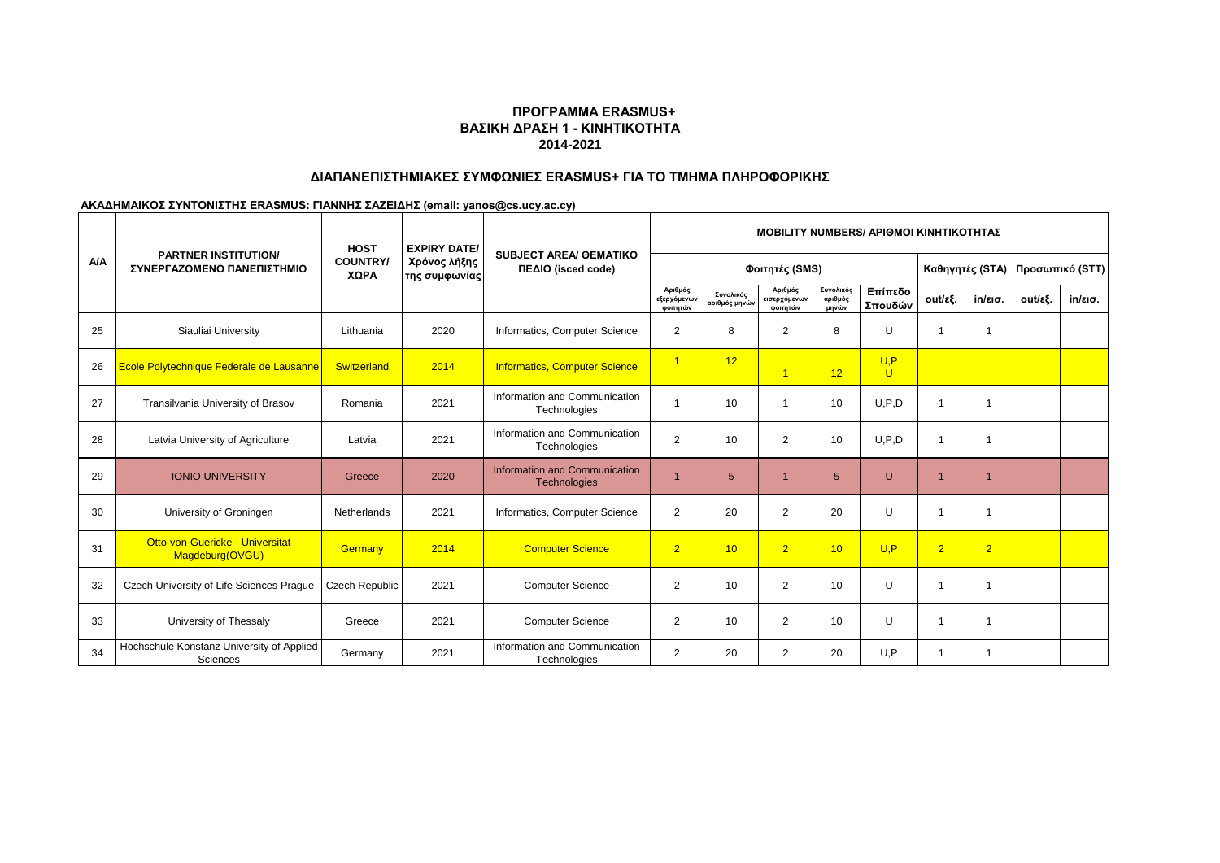## ΠΡΟΓΡΑΜΜΑ ERASMUS+
## ΒΑΣΙΚΗ ΔΡΑΣΗ 1 - ΚΙΝΗΤΙΚΟΤΗΤΑ
## 2014-2021

### ΔΙΑΠΑΝΕΠΙΣΤΗΜΙΑΚΕΣ ΣΥΜΦΩΝΙΕΣ ERASMUS+ ΓΙΑ ΤΟ ΤΜΗΜΑ ΠΛΗΡΟΦΟΡΙΚΗΣ

**ΑΚΑΔΗΜΑΙΚΟΣ ΣΥΝΤΟΝΙΣΤΗΣ ERASMUS: ΓΙΑΝΝΗΣ ΣΑΖΕΙΔΗΣ (email: yanos@cs.ucy.ac.cy)**

| A/A | PARTNER INSTITUTION/ ΣΥΝΕΡΓΑΖΟΜΕΝΟ ΠΑΝΕΠΙΣΤΗΜΙΟ | HOST COUNTRY/ ΧΩΡΑ | EXPIRY DATE/ Χρόνος λήξης της συμφωνίας | SUBJECT AREA/ ΘΕΜΑΤΙΚΟ ΠΕΔΙΟ (isced code) | MOBILITY NUMBERS/ ΑΡΙΘΜΟΙ ΚΙΝΗΤΙΚΟΤΗΤΑΣ | | | | | | | | |
|---|---|---|---|---|---|---|---|---|---|---|---|---|---|
| | | | | | Φοιτητές (SMS) | | | | | Καθηγητές (STA) | | Προσωπικό (STT) | |
| | | | | | Αριθμός εξερχόμενων φοιτητών | Συνολικός αριθμός μηνών | Αριθμός εισερχόμενων φοιτητών | Συνολικός αριθμός μηνών | Επίπεδο Σπουδών | out/εξ. | in/εισ. | out/εξ. | in/εισ. |
| 25 | Siauliai University | Lithuania | 2020 | Informatics, Computer Science | 2 | 8 | 2 | 8 | U | 1 | 1 | | |
| 26 | Ecole Polytechnique Federale de Lausanne | Switzerland | 2014 | Informatics, Computer Science | 1 | 12 | 1 | 12 | U,P U | | | | |
| 27 | Transilvania University of Brasov | Romania | 2021 | Information and Communication Technologies | 1 | 10 | 1 | 10 | U,P,D | 1 | 1 | | |
| 28 | Latvia University of Agriculture | Latvia | 2021 | Information and Communication Technologies | 2 | 10 | 2 | 10 | U,P,D | 1 | 1 | | |
| 29 | IONIO UNIVERSITY | Greece | 2020 | Information and Communication Technologies | 1 | 5 | 1 | 5 | U | 1 | 1 | | |
| 30 | University of Groningen | Netherlands | 2021 | Informatics, Computer Science | 2 | 20 | 2 | 20 | U | 1 | 1 | | |
| 31 | Otto-von-Guericke - Universitat Magdeburg(OVGU) | Germany | 2014 | Computer Science | 2 | 10 | 2 | 10 | U,P | 2 | 2 | | |
| 32 | Czech University of Life Sciences Prague | Czech Republic | 2021 | Computer Science | 2 | 10 | 2 | 10 | U | 1 | 1 | | |
| 33 | University of Thessaly | Greece | 2021 | Computer Science | 2 | 10 | 2 | 10 | U | 1 | 1 | | |
| 34 | Hochschule Konstanz University of Applied Sciences | Germany | 2021 | Information and Communication Technologies | 2 | 20 | 2 | 20 | U,P | 1 | 1 | | |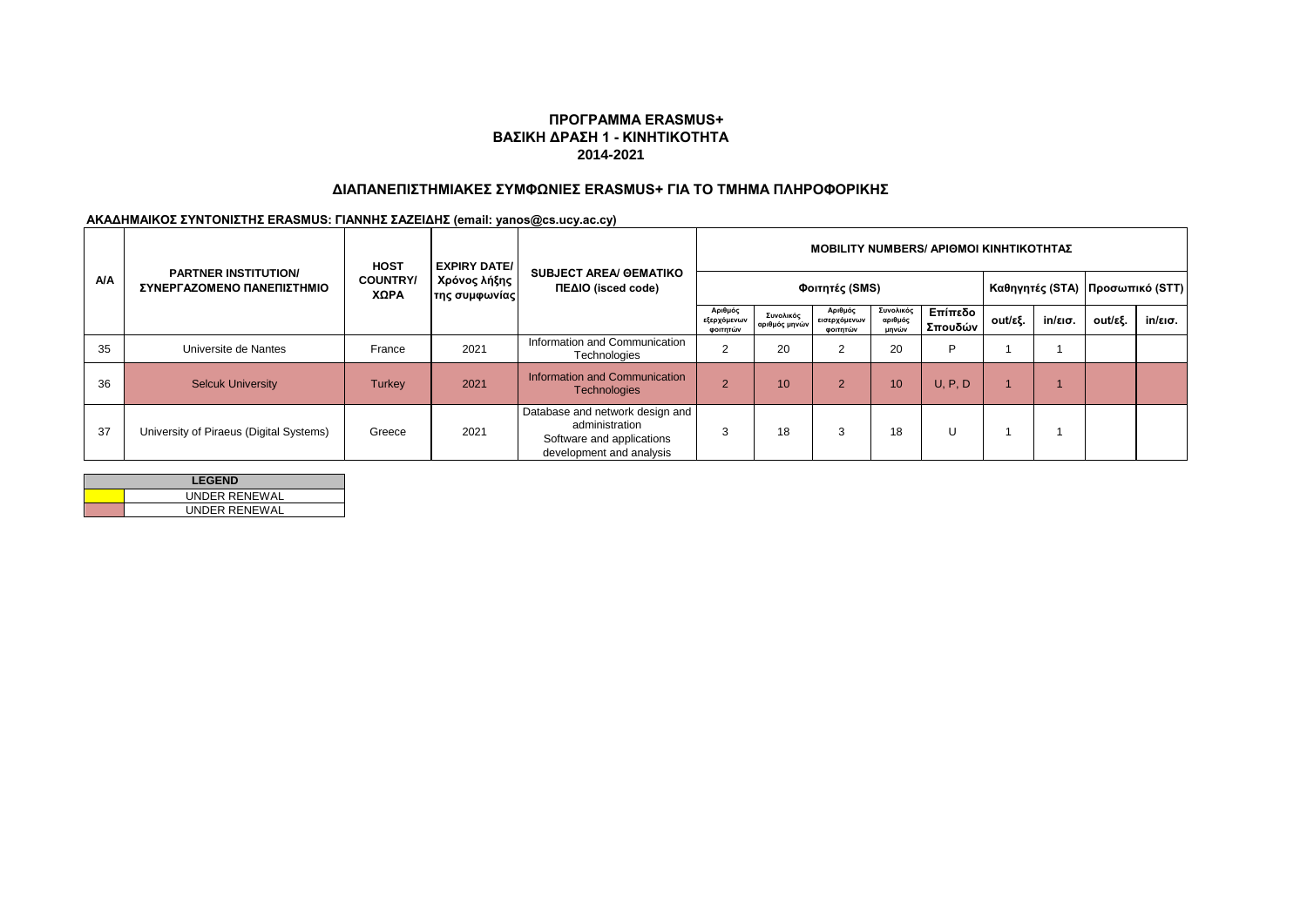**ΠΡΟΓΡΑΜΜΑ ERASMUS+**
**ΒΑΣΙΚΗ ΔΡΑΣΗ 1 - ΚΙΝΗΤΙΚΟΤΗΤΑ**
**2014-2021**

## ΔΙΑΠΑΝΕΠΙΣΤΗΜΙΑΚΕΣ ΣΥΜΦΩΝΙΕΣ ERASMUS+ ΓΙΑ ΤΟ ΤΜΗΜΑ ΠΛΗΡΟΦΟΡΙΚΗΣ

**ΑΚΑΔΗΜΑΙΚΟΣ ΣΥΝΤΟΝΙΣΤΗΣ ERASMUS: ΓΙΑΝΝΗΣ ΣΑΖΕΙΔΗΣ (email: yanos@cs.ucy.ac.cy)**

| A/A | PARTNER INSTITUTION/ ΣΥΝΕΡΓΑΖΟΜΕΝΟ ΠΑΝΕΠΙΣΤΗΜΙΟ | HOST COUNTRY/ ΧΩΡΑ | EXPIRY DATE/ Χρόνος λήξης της συμφωνίας | SUBJECT AREA/ ΘΕΜΑΤΙΚΟ ΠΕΔΙΟ (isced code) | MOBILITY NUMBERS/ ΑΡΙΘΜΟΙ ΚΙΝΗΤΙΚΟΤΗΤΑΣ | | | | | | | | |
|---|---|---|---|---|---|---|---|---|---|---|---|---|---|
| | | | | | Φοιτητές (SMS) | | | | | Καθηγητές (STA) | | Προσωπικό (STT) | |
| | | | | | Αριθμός εξερχόμενων φοιτητών | Συνολικός αριθμός μηνών | Αριθμός εισερχόμενων φοιτητών | Συνολικός αριθμός μηνών | Επίπεδο Σπουδών | out/εξ. | in/εισ. | out/εξ. | in/εισ. |
| 35 | Universite de Nantes | France | 2021 | Information and Communication Technologies | 2 | 20 | 2 | 20 | P | 1 | 1 | | |
| 36 | Selcuk University | Turkey | 2021 | Information and Communication Technologies | 2 | 10 | 2 | 10 | U, P, D | 1 | 1 | | |
| 37 | University of Piraeus (Digital Systems) | Greece | 2021 | Database and network design and administration Software and applications development and analysis | 3 | 18 | 3 | 18 | U | 1 | 1 | | |

| LEGEND | |
|---|---|
| | UNDER RENEWAL |
| | UNDER RENEWAL |